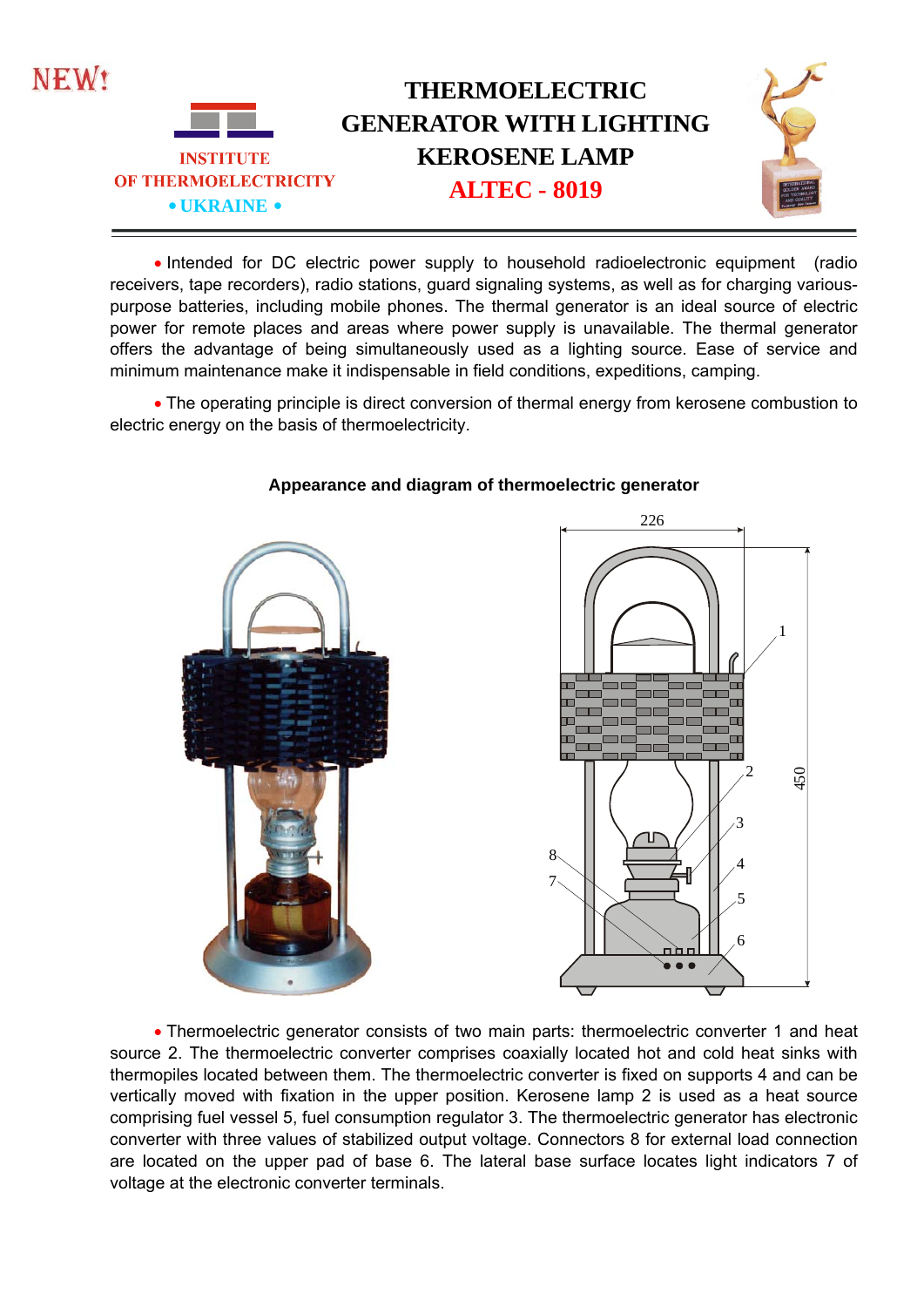NEW!

INSTITUTE
OF THERMOELECTRICITY
• UKRAINE •

# THERMOELECTRIC GENERATOR WITH LIGHTING KEROSENE LAMP

## ALTEC - 8019

- Intended for DC electric power supply to household radioelectronic equipment (radio receivers, tape recorders), radio stations, guard signaling systems, as well as for charging various-purpose batteries, including mobile phones. The thermal generator is an ideal source of electric power for remote places and areas where power supply is unavailable. The thermal generator offers the advantage of being simultaneously used as a lighting source. Ease of service and minimum maintenance make it indispensable in field conditions, expeditions, camping.

- The operating principle is direct conversion of thermal energy from kerosene combustion to electric energy on the basis of thermoelectricity.

**Appearance and diagram of thermoelectric generator**

- Thermoelectric generator consists of two main parts: thermoelectric converter 1 and heat source 2. The thermoelectric converter comprises coaxially located hot and cold heat sinks with thermopiles located between them. The thermoelectric converter is fixed on supports 4 and can be vertically moved with fixation in the upper position. Kerosene lamp 2 is used as a heat source comprising fuel vessel 5, fuel consumption regulator 3. The thermoelectric generator has electronic converter with three values of stabilized output voltage. Connectors 8 for external load connection are located on the upper pad of base 6. The lateral base surface locates light indicators 7 of voltage at the electronic converter terminals.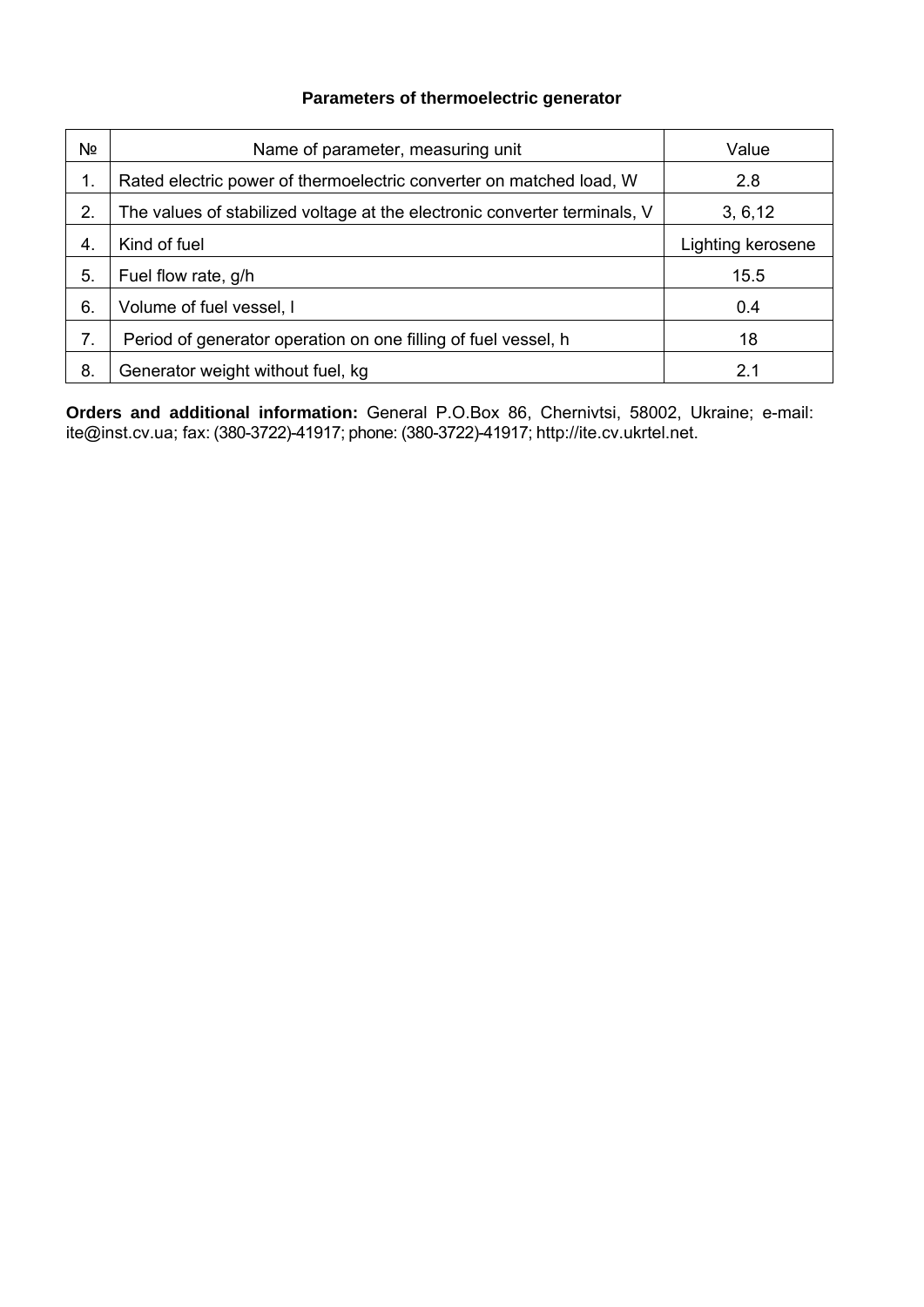**Parameters of thermoelectric generator**

| № | Name of parameter, measuring unit | Value |
|---|---|---|
| 1. | Rated electric power of thermoelectric converter on matched load, W | 2.8 |
| 2. | The values of stabilized voltage at the electronic converter terminals, V | 3, 6,12 |
| 4. | Kind of fuel | Lighting kerosene |
| 5. | Fuel flow rate, g/h | 15.5 |
| 6. | Volume of fuel vessel, l | 0.4 |
| 7. | Period of generator operation on one filling of fuel vessel, h | 18 |
| 8. | Generator weight without fuel, kg | 2.1 |

**Orders and additional information:** General P.O.Box 86, Chernivtsi, 58002, Ukraine; e-mail: ite@inst.cv.ua; fax: (380-3722)-41917; phone: (380-3722)-41917; http://ite.cv.ukrtel.net.